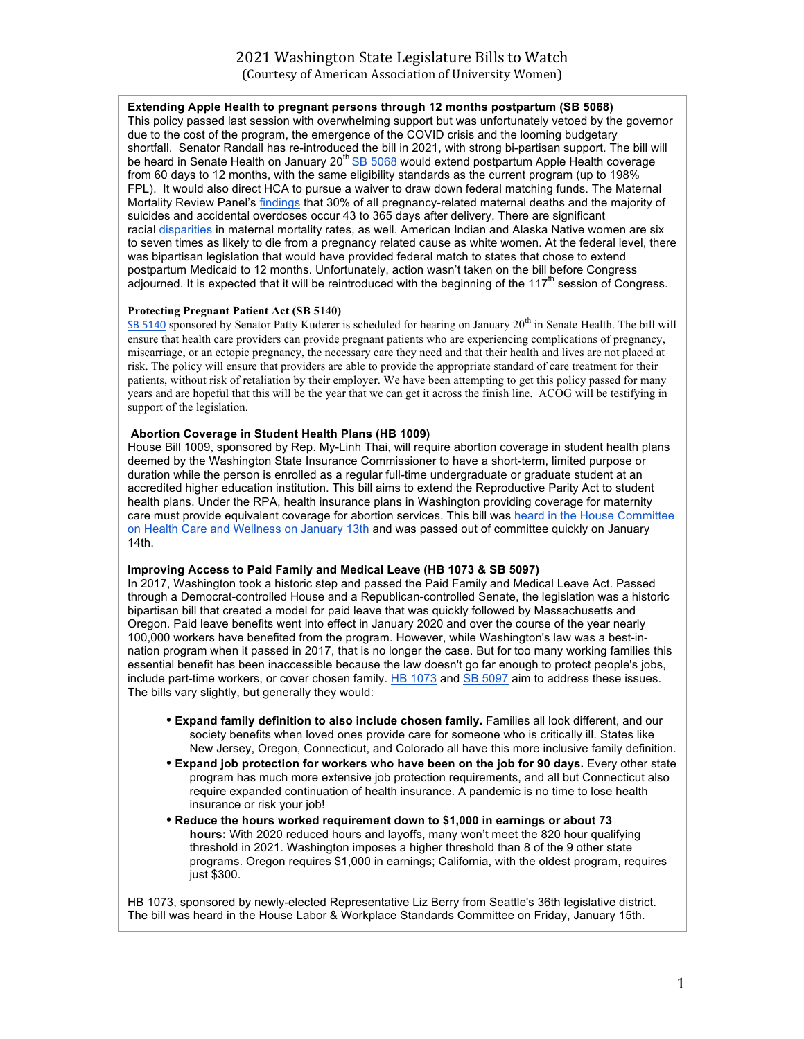# 2021 Washington State Legislature Bills to Watch

(Courtesy of American Association of University Women)

**Extending Apple Health to pregnant persons through 12 months postpartum (SB 5068)**

This policy passed last session with overwhelming support but was unfortunately vetoed by the governor due to the cost of the program, the emergence of the COVID crisis and the looming budgetary shortfall. Senator Randall has re-introduced the bill in 2021, with strong bi-partisan support. The bill will be heard in Senate Health on January 20th SB 5068 would extend postpartum Apple Health coverage from 60 days to 12 months, with the same eligibility standards as the current program (up to 198% FPL). It would also direct HCA to pursue a waiver to draw down federal matching funds. The Maternal Mortality Review Panel's findings that 30% of all pregnancy-related maternal deaths and the majority of suicides and accidental overdoses occur 43 to 365 days after delivery. There are significant racial disparities in maternal mortality rates, as well. American Indian and Alaska Native women are six to seven times as likely to die from a pregnancy related cause as white women. At the federal level, there was bipartisan legislation that would have provided federal match to states that chose to extend postpartum Medicaid to 12 months. Unfortunately, action wasn't taken on the bill before Congress adjourned. It is expected that it will be reintroduced with the beginning of the 117th session of Congress.

**Protecting Pregnant Patient Act (SB 5140)**

SB 5140 sponsored by Senator Patty Kuderer is scheduled for hearing on January 20th in Senate Health. The bill will ensure that health care providers can provide pregnant patients who are experiencing complications of pregnancy, miscarriage, or an ectopic pregnancy, the necessary care they need and that their health and lives are not placed at risk. The policy will ensure that providers are able to provide the appropriate standard of care treatment for their patients, without risk of retaliation by their employer. We have been attempting to get this policy passed for many years and are hopeful that this will be the year that we can get it across the finish line. ACOG will be testifying in support of the legislation.

**Abortion Coverage in Student Health Plans (HB 1009)**

House Bill 1009, sponsored by Rep. My-Linh Thai, will require abortion coverage in student health plans deemed by the Washington State Insurance Commissioner to have a short-term, limited purpose or duration while the person is enrolled as a regular full-time undergraduate or graduate student at an accredited higher education institution. This bill aims to extend the Reproductive Parity Act to student health plans. Under the RPA, health insurance plans in Washington providing coverage for maternity care must provide equivalent coverage for abortion services. This bill was heard in the House Committee on Health Care and Wellness on January 13th and was passed out of committee quickly on January 14th.

**Improving Access to Paid Family and Medical Leave (HB 1073 & SB 5097)**

In 2017, Washington took a historic step and passed the Paid Family and Medical Leave Act. Passed through a Democrat-controlled House and a Republican-controlled Senate, the legislation was a historic bipartisan bill that created a model for paid leave that was quickly followed by Massachusetts and Oregon. Paid leave benefits went into effect in January 2020 and over the course of the year nearly 100,000 workers have benefited from the program. However, while Washington's law was a best-in-nation program when it passed in 2017, that is no longer the case. But for too many working families this essential benefit has been inaccessible because the law doesn't go far enough to protect people's jobs, include part-time workers, or cover chosen family. HB 1073 and SB 5097 aim to address these issues. The bills vary slightly, but generally they would:

- **Expand family definition to also include chosen family.** Families all look different, and our society benefits when loved ones provide care for someone who is critically ill. States like New Jersey, Oregon, Connecticut, and Colorado all have this more inclusive family definition.
- **Expand job protection for workers who have been on the job for 90 days.** Every other state program has much more extensive job protection requirements, and all but Connecticut also require expanded continuation of health insurance. A pandemic is no time to lose health insurance or risk your job!
- **Reduce the hours worked requirement down to $1,000 in earnings or about 73 hours:** With 2020 reduced hours and layoffs, many won't meet the 820 hour qualifying threshold in 2021. Washington imposes a higher threshold than 8 of the 9 other state programs. Oregon requires $1,000 in earnings; California, with the oldest program, requires just $300.

HB 1073, sponsored by newly-elected Representative Liz Berry from Seattle's 36th legislative district. The bill was heard in the House Labor & Workplace Standards Committee on Friday, January 15th.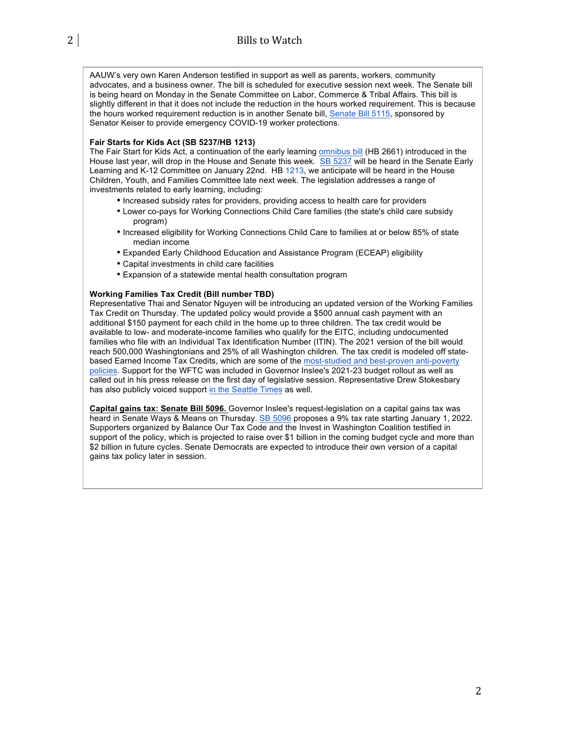AAUW's very own Karen Anderson testified in support as well as parents, workers, community advocates, and a business owner. The bill is scheduled for executive session next week. The Senate bill is being heard on Monday in the Senate Committee on Labor, Commerce & Tribal Affairs. This bill is slightly different in that it does not include the reduction in the hours worked requirement. This is because the hours worked requirement reduction is in another Senate bill, Senate Bill 5115, sponsored by Senator Keiser to provide emergency COVID-19 worker protections.

**Fair Starts for Kids Act (SB 5237/HB 1213)**
The Fair Start for Kids Act, a continuation of the early learning omnibus bill (HB 2661) introduced in the House last year, will drop in the House and Senate this week. SB 5237 will be heard in the Senate Early Learning and K-12 Committee on January 22nd. HB 1213, we anticipate will be heard in the House Children, Youth, and Families Committee late next week. The legislation addresses a range of investments related to early learning, including:

- Increased subsidy rates for providers, providing access to health care for providers
- Lower co-pays for Working Connections Child Care families (the state's child care subsidy program)
- Increased eligibility for Working Connections Child Care to families at or below 85% of state median income
- Expanded Early Childhood Education and Assistance Program (ECEAP) eligibility
- Capital investments in child care facilities
- Expansion of a statewide mental health consultation program

**Working Families Tax Credit (Bill number TBD)**
Representative Thai and Senator Nguyen will be introducing an updated version of the Working Families Tax Credit on Thursday. The updated policy would provide a $500 annual cash payment with an additional $150 payment for each child in the home up to three children. The tax credit would be available to low- and moderate-income families who qualify for the EITC, including undocumented families who file with an Individual Tax Identification Number (ITIN). The 2021 version of the bill would reach 500,000 Washingtonians and 25% of all Washington children. The tax credit is modeled off state-based Earned Income Tax Credits, which are some of the most-studied and best-proven anti-poverty policies. Support for the WFTC was included in Governor Inslee's 2021-23 budget rollout as well as called out in his press release on the first day of legislative session. Representative Drew Stokesbary has also publicly voiced support in the Seattle Times as well.

**Capital gains tax: Senate Bill 5096.** Governor Inslee's request-legislation on a capital gains tax was heard in Senate Ways & Means on Thursday. SB 5096 proposes a 9% tax rate starting January 1, 2022. Supporters organized by Balance Our Tax Code and the Invest in Washington Coalition testified in support of the policy, which is projected to raise over $1 billion in the coming budget cycle and more than $2 billion in future cycles. Senate Democrats are expected to introduce their own version of a capital gains tax policy later in session.